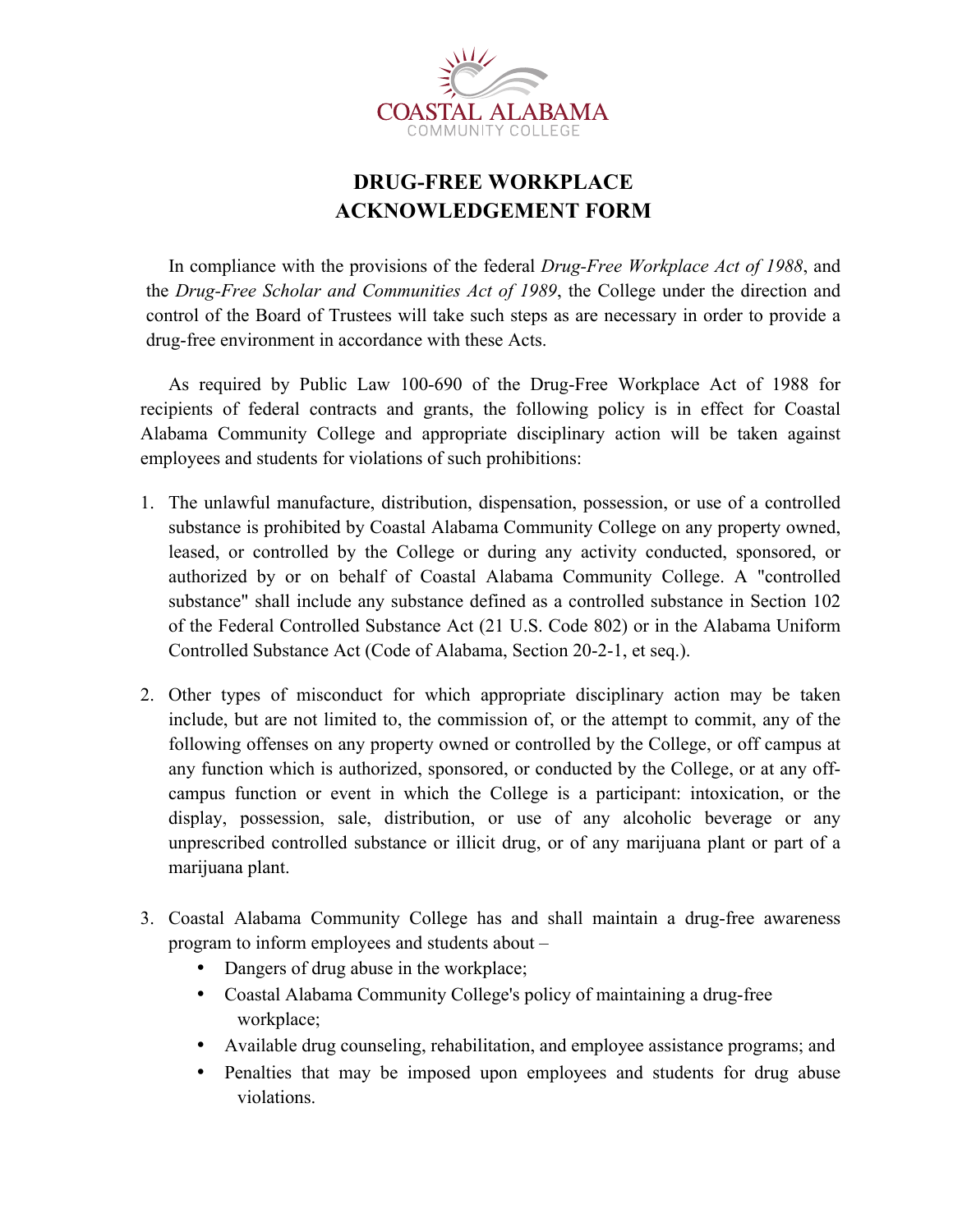COASTAL ALABAMA
COMMUNITY COLLEGE

# DRUG-FREE WORKPLACE ACKNOWLEDGEMENT FORM

In compliance with the provisions of the federal *Drug-Free Workplace Act of 1988*, and the *Drug-Free Scholar and Communities Act of 1989*, the College under the direction and control of the Board of Trustees will take such steps as are necessary in order to provide a drug-free environment in accordance with these Acts.

As required by Public Law 100-690 of the Drug-Free Workplace Act of 1988 for recipients of federal contracts and grants, the following policy is in effect for Coastal Alabama Community College and appropriate disciplinary action will be taken against employees and students for violations of such prohibitions:

1. The unlawful manufacture, distribution, dispensation, possession, or use of a controlled substance is prohibited by Coastal Alabama Community College on any property owned, leased, or controlled by the College or during any activity conducted, sponsored, or authorized by or on behalf of Coastal Alabama Community College. A "controlled substance" shall include any substance defined as a controlled substance in Section 102 of the Federal Controlled Substance Act (21 U.S. Code 802) or in the Alabama Uniform Controlled Substance Act (Code of Alabama, Section 20-2-1, et seq.).

2. Other types of misconduct for which appropriate disciplinary action may be taken include, but are not limited to, the commission of, or the attempt to commit, any of the following offenses on any property owned or controlled by the College, or off campus at any function which is authorized, sponsored, or conducted by the College, or at any off-campus function or event in which the College is a participant: intoxication, or the display, possession, sale, distribution, or use of any alcoholic beverage or any unprescribed controlled substance or illicit drug, or of any marijuana plant or part of a marijuana plant.

3. Coastal Alabama Community College has and shall maintain a drug-free awareness program to inform employees and students about –
   - Dangers of drug abuse in the workplace;
   - Coastal Alabama Community College's policy of maintaining a drug-free workplace;
   - Available drug counseling, rehabilitation, and employee assistance programs; and
   - Penalties that may be imposed upon employees and students for drug abuse violations.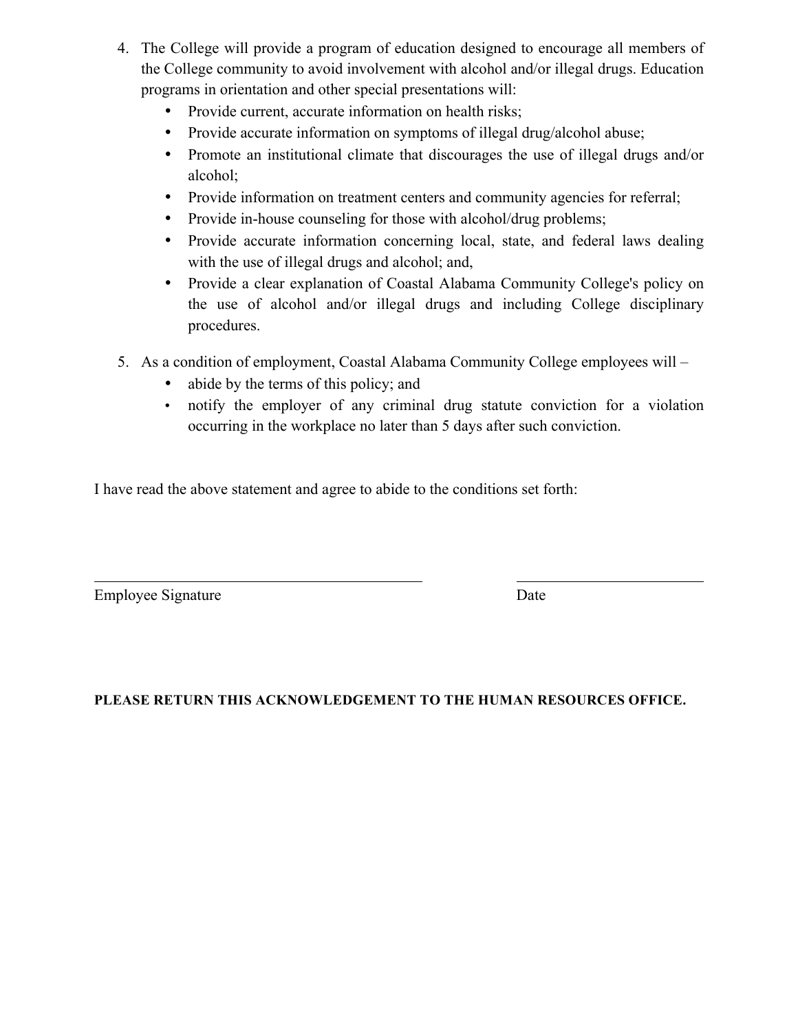4. The College will provide a program of education designed to encourage all members of the College community to avoid involvement with alcohol and/or illegal drugs. Education programs in orientation and other special presentations will:
   - Provide current, accurate information on health risks;
   - Provide accurate information on symptoms of illegal drug/alcohol abuse;
   - Promote an institutional climate that discourages the use of illegal drugs and/or alcohol;
   - Provide information on treatment centers and community agencies for referral;
   - Provide in-house counseling for those with alcohol/drug problems;
   - Provide accurate information concerning local, state, and federal laws dealing with the use of illegal drugs and alcohol; and,
   - Provide a clear explanation of Coastal Alabama Community College's policy on the use of alcohol and/or illegal drugs and including College disciplinary procedures.

5. As a condition of employment, Coastal Alabama Community College employees will –
   - abide by the terms of this policy; and
   - notify the employer of any criminal drug statute conviction for a violation occurring in the workplace no later than 5 days after such conviction.

I have read the above statement and agree to abide to the conditions set forth:

\_\_\_\_\_\_\_\_\_\_\_\_\_\_\_\_\_\_\_\_\_\_\_\_\_\_\_\_\_\_\_\_\_\_\_\_\_\_\_\_ \_\_\_\_\_\_\_\_\_\_\_\_\_\_\_\_\_\_\_\_\_\_\_

Employee Signature Date

**PLEASE RETURN THIS ACKNOWLEDGEMENT TO THE HUMAN RESOURCES OFFICE.**